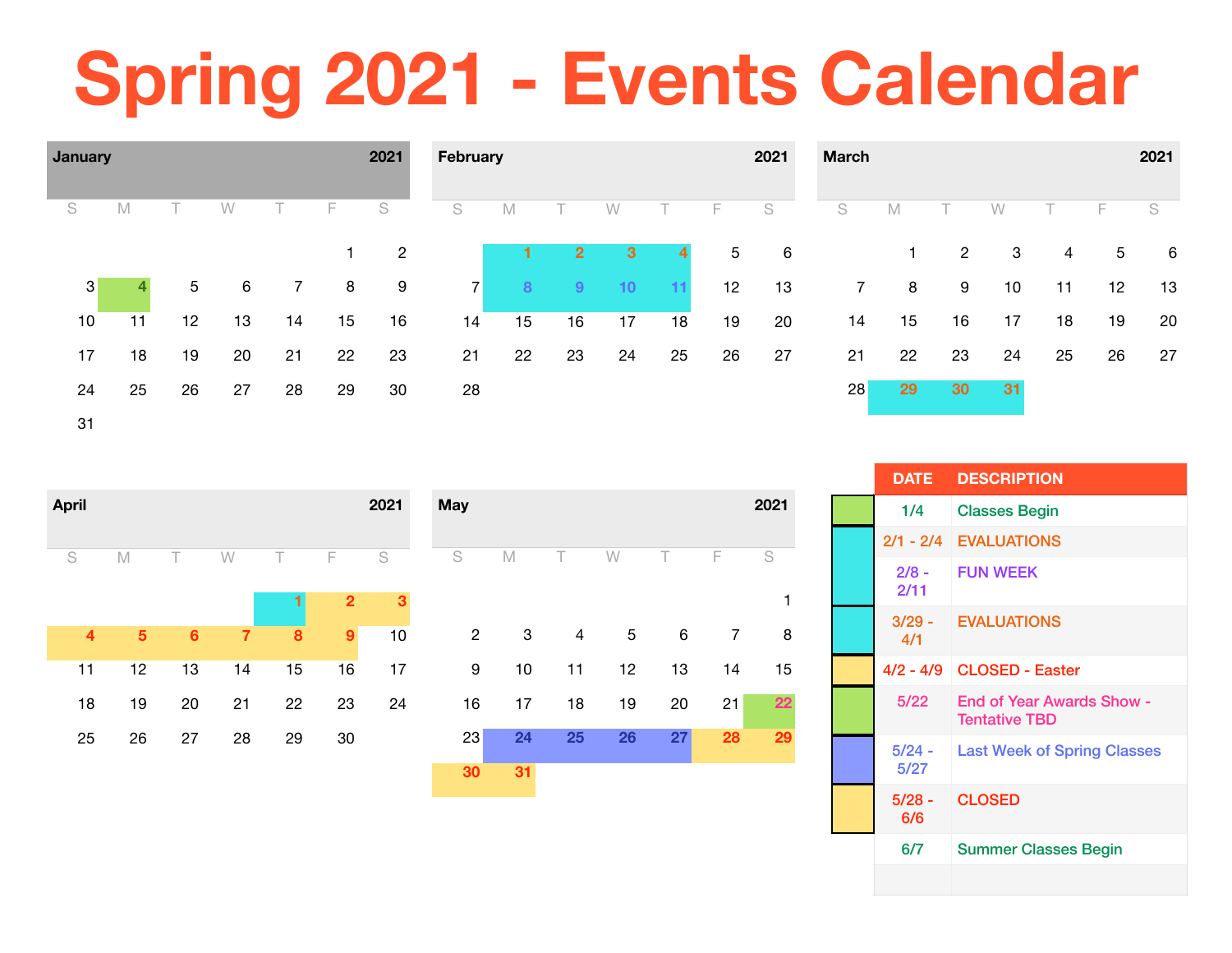# Spring 2021 - Events Calendar

## January 2021

| S | M | T | W | T | F | S |
|---|---|---|---|---|---|---|
| | | | | | 1 | 2 |
| 3 | 4 | 5 | 6 | 7 | 8 | 9 |
| 10 | 11 | 12 | 13 | 14 | 15 | 16 |
| 17 | 18 | 19 | 20 | 21 | 22 | 23 |
| 24 | 25 | 26 | 27 | 28 | 29 | 30 |
| 31 | | | | | | |

## February 2021

| S | M | T | W | T | F | S |
|---|---|---|---|---|---|---|
| | 1 | 2 | 3 | 4 | 5 | 6 |
| 7 | 8 | 9 | 10 | 11 | 12 | 13 |
| 14 | 15 | 16 | 17 | 18 | 19 | 20 |
| 21 | 22 | 23 | 24 | 25 | 26 | 27 |
| 28 | | | | | | |

## March 2021

| S | M | T | W | T | F | S |
|---|---|---|---|---|---|---|
| | 1 | 2 | 3 | 4 | 5 | 6 |
| 7 | 8 | 9 | 10 | 11 | 12 | 13 |
| 14 | 15 | 16 | 17 | 18 | 19 | 20 |
| 21 | 22 | 23 | 24 | 25 | 26 | 27 |
| 28 | 29 | 30 | 31 | | | |

## April 2021

| S | M | T | W | T | F | S |
|---|---|---|---|---|---|---|
| | | | | 1 | 2 | 3 |
| 4 | 5 | 6 | 7 | 8 | 9 | 10 |
| 11 | 12 | 13 | 14 | 15 | 16 | 17 |
| 18 | 19 | 20 | 21 | 22 | 23 | 24 |
| 25 | 26 | 27 | 28 | 29 | 30 | |

## May 2021

| S | M | T | W | T | F | S |
|---|---|---|---|---|---|---|
| | | | | | | 1 |
| 2 | 3 | 4 | 5 | 6 | 7 | 8 |
| 9 | 10 | 11 | 12 | 13 | 14 | 15 |
| 16 | 17 | 18 | 19 | 20 | 21 | 22 |
| 23 | 24 | 25 | 26 | 27 | 28 | 29 |
| 30 | 31 | | | | | |

| DATE | DESCRIPTION |
|---|---|
| 1/4 | Classes Begin |
| 2/1 - 2/4 | EVALUATIONS |
| 2/8 - 2/11 | FUN WEEK |
| 3/29 - 4/1 | EVALUATIONS |
| 4/2 - 4/9 | CLOSED - Easter |
| 5/22 | End of Year Awards Show - Tentative TBD |
| 5/24 - 5/27 | Last Week of Spring Classes |
| 5/28 - 6/6 | CLOSED |
| 6/7 | Summer Classes Begin |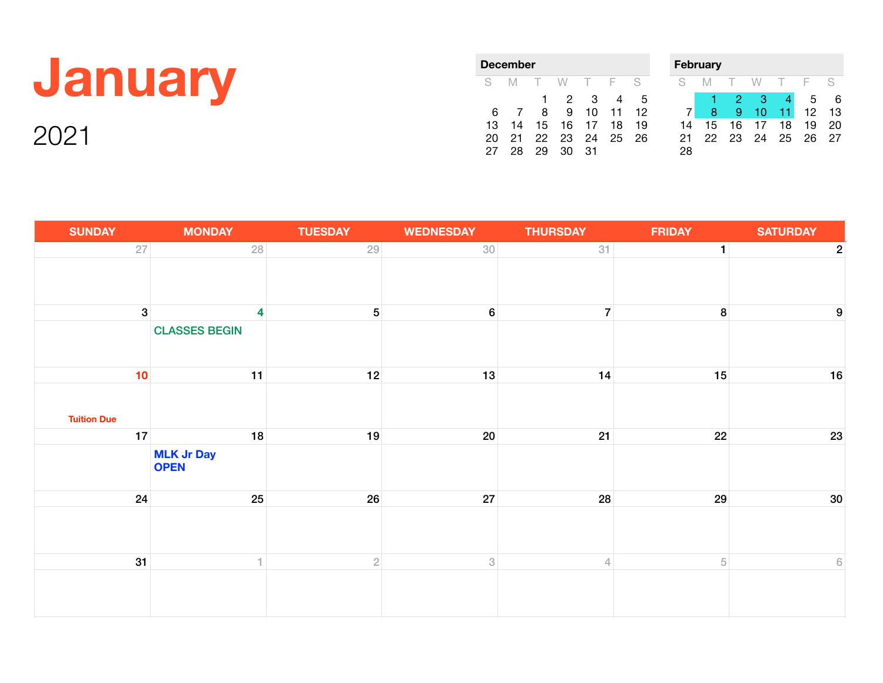# January

2021

**December**

| S | M | T | W | T | F | S |
|---|---|---|---|---|---|---|
| | | 1 | 2 | 3 | 4 | 5 |
| 6 | 7 | 8 | 9 | 10 | 11 | 12 |
| 13 | 14 | 15 | 16 | 17 | 18 | 19 |
| 20 | 21 | 22 | 23 | 24 | 25 | 26 |
| 27 | 28 | 29 | 30 | 31 | | |

**February**

| S | M | T | W | T | F | S |
|---|---|---|---|---|---|---|
| | 1 | 2 | 3 | 4 | 5 | 6 |
| 7 | 8 | 9 | 10 | 11 | 12 | 13 |
| 14 | 15 | 16 | 17 | 18 | 19 | 20 |
| 21 | 22 | 23 | 24 | 25 | 26 | 27 |
| 28 | | | | | | |

| SUNDAY | MONDAY | TUESDAY | WEDNESDAY | THURSDAY | FRIDAY | SATURDAY |
|---|---|---|---|---|---|---|
| 27 | 28 | 29 | 30 | 31 | 1 | 2 |
| 3 | 4 CLASSES BEGIN | 5 | 6 | 7 | 8 | 9 |
| 10 Tuition Due | 11 | 12 | 13 | 14 | 15 | 16 |
| 17 | 18 MLK Jr Day OPEN | 19 | 20 | 21 | 22 | 23 |
| 24 | 25 | 26 | 27 | 28 | 29 | 30 |
| 31 | 1 | 2 | 3 | 4 | 5 | 6 |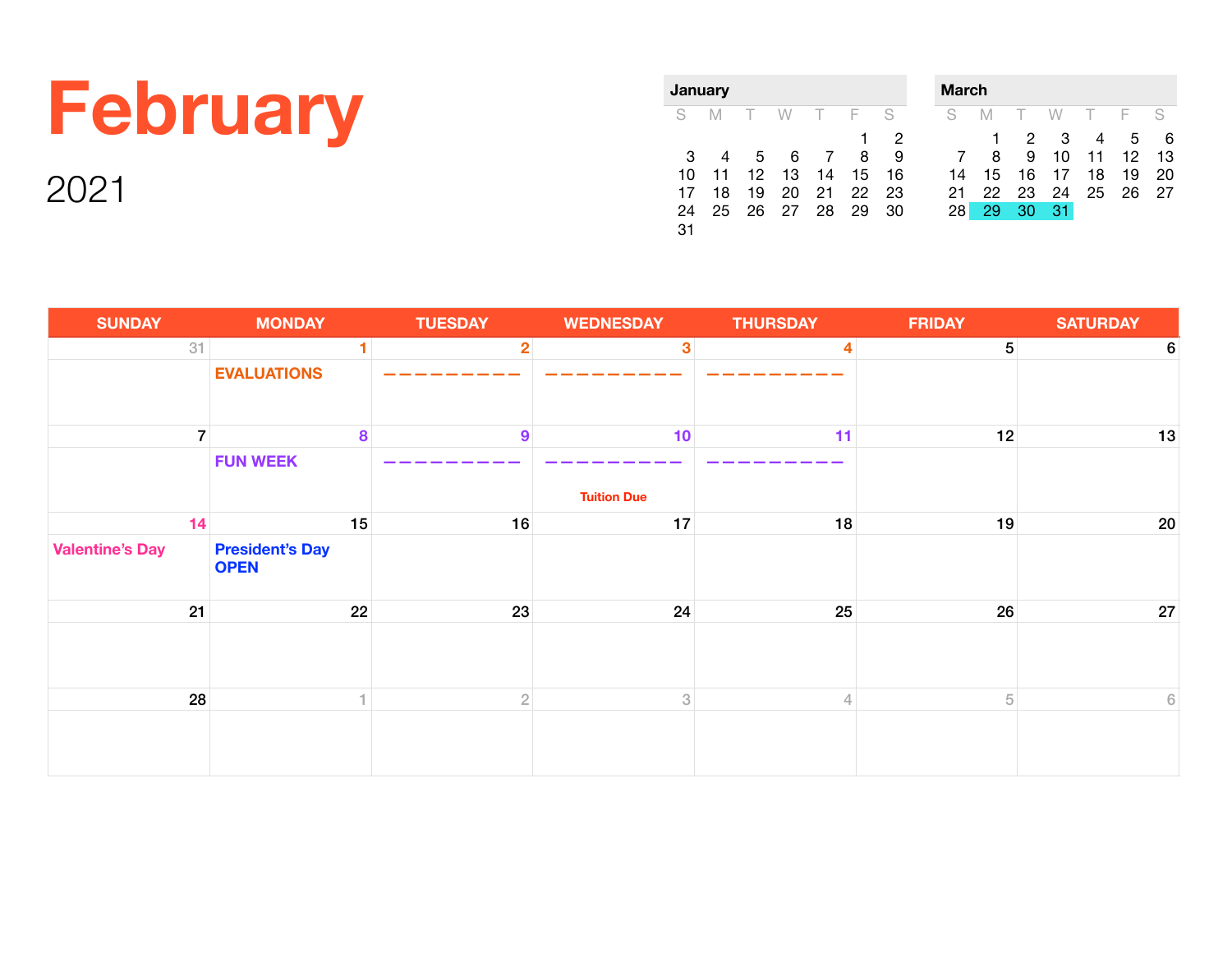# February

## 2021

**January**

| S | M | T | W | T | F | S |
|---|---|---|---|---|---|---|
| | | | | | 1 | 2 |
| 3 | 4 | 5 | 6 | 7 | 8 | 9 |
| 10 | 11 | 12 | 13 | 14 | 15 | 16 |
| 17 | 18 | 19 | 20 | 21 | 22 | 23 |
| 24 | 25 | 26 | 27 | 28 | 29 | 30 |
| 31 | | | | | | |

**March**

| S | M | T | W | T | F | S |
|---|---|---|---|---|---|---|
| | 1 | 2 | 3 | 4 | 5 | 6 |
| 7 | 8 | 9 | 10 | 11 | 12 | 13 |
| 14 | 15 | 16 | 17 | 18 | 19 | 20 |
| 21 | 22 | 23 | 24 | 25 | 26 | 27 |
| 28 | 29 | 30 | 31 | | | |

| SUNDAY | MONDAY | TUESDAY | WEDNESDAY | THURSDAY | FRIDAY | SATURDAY |
|---|---|---|---|---|---|---|
| 31 | 1 EVALUATIONS | 2 ––––––––– | 3 ––––––––– | 4 ––––––––– | 5 | 6 |
| 7 | 8 FUN WEEK | 9 ––––––––– | 10 ––––––––– Tuition Due | 11 ––––––––– | 12 | 13 |
| 14 Valentine's Day | 15 President's Day OPEN | 16 | 17 | 18 | 19 | 20 |
| 21 | 22 | 23 | 24 | 25 | 26 | 27 |
| 28 | 1 | 2 | 3 | 4 | 5 | 6 |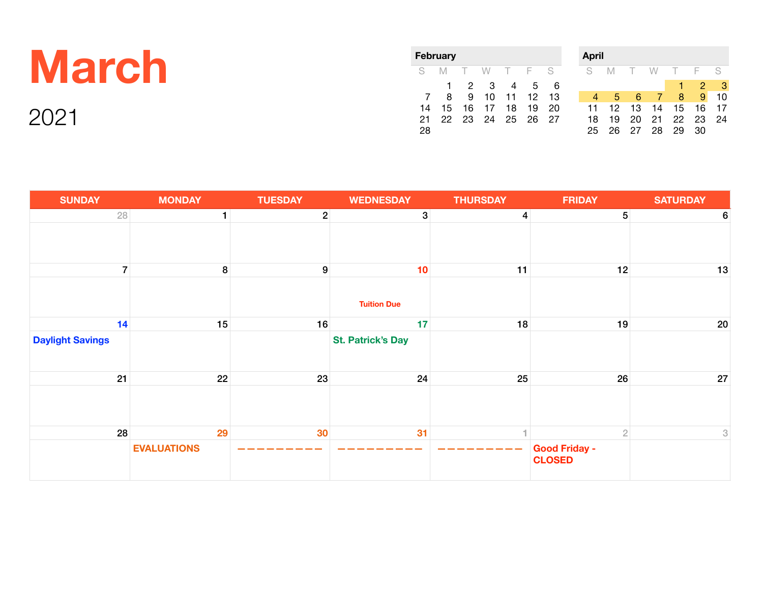# March

2021

**February**

| S | M | T | W | T | F | S |
|---|---|---|---|---|---|---|
| | 1 | 2 | 3 | 4 | 5 | 6 |
| 7 | 8 | 9 | 10 | 11 | 12 | 13 |
| 14 | 15 | 16 | 17 | 18 | 19 | 20 |
| 21 | 22 | 23 | 24 | 25 | 26 | 27 |
| 28 | | | | | | |

**April**

| S | M | T | W | T | F | S |
|---|---|---|---|---|---|---|
| | | | | 1 | 2 | 3 |
| 4 | 5 | 6 | 7 | 8 | 9 | 10 |
| 11 | 12 | 13 | 14 | 15 | 16 | 17 |
| 18 | 19 | 20 | 21 | 22 | 23 | 24 |
| 25 | 26 | 27 | 28 | 29 | 30 | |

| SUNDAY | MONDAY | TUESDAY | WEDNESDAY | THURSDAY | FRIDAY | SATURDAY |
|---|---|---|---|---|---|---|
| 28 | 1 | 2 | 3 | 4 | 5 | 6 |
| 7 | 8 | 9 | 10 Tuition Due | 11 | 12 | 13 |
| 14 Daylight Savings | 15 | 16 | 17 St. Patrick's Day | 18 | 19 | 20 |
| 21 | 22 | 23 | 24 | 25 | 26 | 27 |
| 28 | 29 EVALUATIONS | 30 — — — — — — — — — | 31 — — — — — — — — — | 1 — — — — — — — — — | 2 Good Friday - CLOSED | 3 |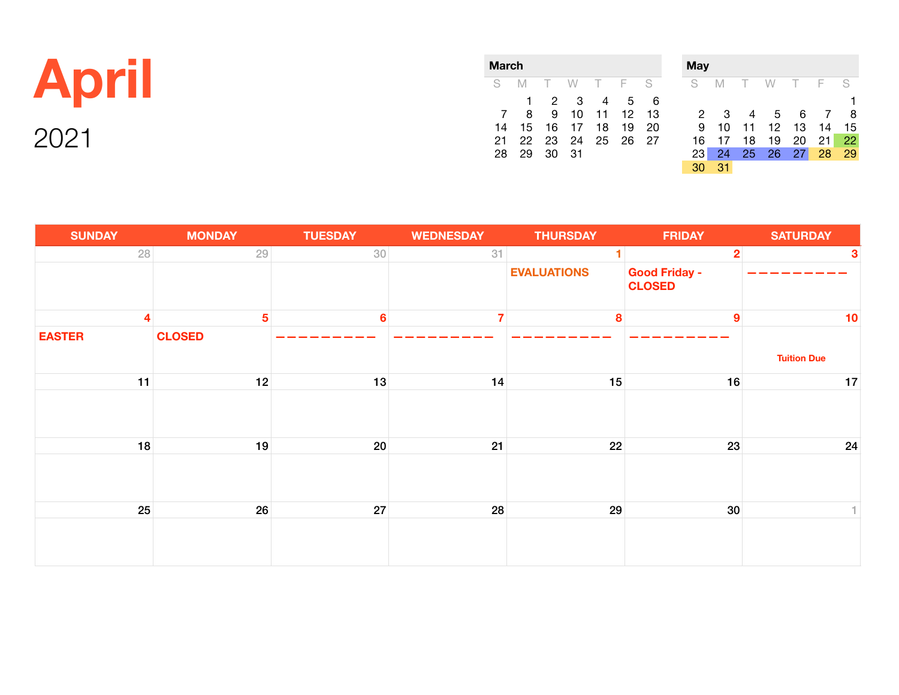# April

2021

**March**

| S | M | T | W | T | F | S |
|---|---|---|---|---|---|---|
| | 1 | 2 | 3 | 4 | 5 | 6 |
| 7 | 8 | 9 | 10 | 11 | 12 | 13 |
| 14 | 15 | 16 | 17 | 18 | 19 | 20 |
| 21 | 22 | 23 | 24 | 25 | 26 | 27 |
| 28 | 29 | 30 | 31 | | | |

**May**

| S | M | T | W | T | F | S |
|---|---|---|---|---|---|---|
| | | | | | | 1 |
| 2 | 3 | 4 | 5 | 6 | 7 | 8 |
| 9 | 10 | 11 | 12 | 13 | 14 | 15 |
| 16 | 17 | 18 | 19 | 20 | 21 | 22 |
| 23 | 24 | 25 | 26 | 27 | 28 | 29 |
| 30 | 31 | | | | | |

| SUNDAY | MONDAY | TUESDAY | WEDNESDAY | THURSDAY | FRIDAY | SATURDAY |
|---|---|---|---|---|---|---|
| 28 | 29 | 30 | 31 | 1 EVALUATIONS | 2 Good Friday - CLOSED | 3 — — — — — — — — — |
| 4 EASTER | 5 CLOSED | 6 — — — — — — — — — | 7 — — — — — — — — — | 8 — — — — — — — — — | 9 — — — — — — — — — | 10 Tuition Due |
| 11 | 12 | 13 | 14 | 15 | 16 | 17 |
| 18 | 19 | 20 | 21 | 22 | 23 | 24 |
| 25 | 26 | 27 | 28 | 29 | 30 | 1 |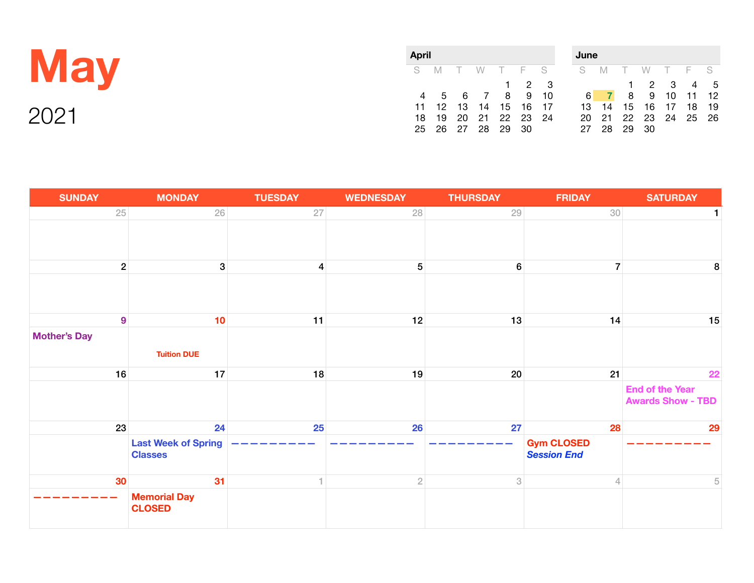# May

2021

**April**

| S | M | T | W | T | F | S |
|---|---|---|---|---|---|---|
| | | | | 1 | 2 | 3 |
| 4 | 5 | 6 | 7 | 8 | 9 | 10 |
| 11 | 12 | 13 | 14 | 15 | 16 | 17 |
| 18 | 19 | 20 | 21 | 22 | 23 | 24 |
| 25 | 26 | 27 | 28 | 29 | 30 | |

**June**

| S | M | T | W | T | F | S |
|---|---|---|---|---|---|---|
| | | 1 | 2 | 3 | 4 | 5 |
| 6 | 7 | 8 | 9 | 10 | 11 | 12 |
| 13 | 14 | 15 | 16 | 17 | 18 | 19 |
| 20 | 21 | 22 | 23 | 24 | 25 | 26 |
| 27 | 28 | 29 | 30 | | | |

| SUNDAY | MONDAY | TUESDAY | WEDNESDAY | THURSDAY | FRIDAY | SATURDAY |
|---|---|---|---|---|---|---|
| 25 | 26 | 27 | 28 | 29 | 30 | 1 |
| 2 | 3 | 4 | 5 | 6 | 7 | 8 |
| 9 Mother's Day | 10 Tuition DUE | 11 | 12 | 13 | 14 | 15 |
| 16 | 17 | 18 | 19 | 20 | 21 | 22 End of the Year Awards Show - TBD |
| 23 | 24 Last Week of Spring Classes | 25 ——————— | 26 ——————— | 27 ——————— | 28 Gym CLOSED *Session End* | 29 ——————— |
| 30 ——————— | 31 Memorial Day CLOSED | 1 | 2 | 3 | 4 | 5 |